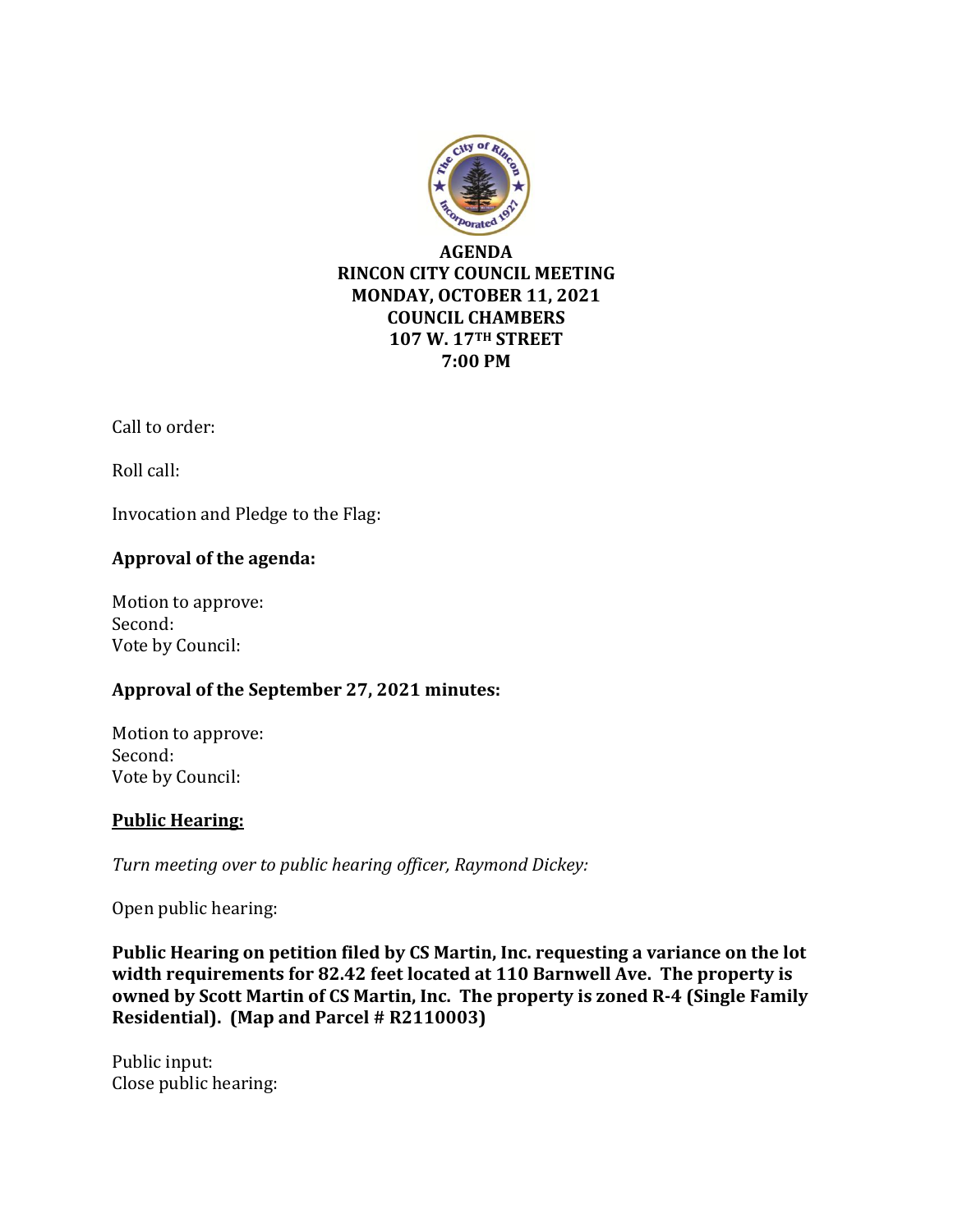# AGENDA
## RINCON CITY COUNCIL MEETING
## MONDAY, OCTOBER 11, 2021
## COUNCIL CHAMBERS
## 107 W. 17TH STREET
## 7:00 PM

Call to order:

Roll call:

Invocation and Pledge to the Flag:

**Approval of the agenda:**

Motion to approve:
Second:
Vote by Council:

**Approval of the September 27, 2021 minutes:**

Motion to approve:
Second:
Vote by Council:

**Public Hearing:**

*Turn meeting over to public hearing officer, Raymond Dickey:*

Open public hearing:

**Public Hearing on petition filed by CS Martin, Inc. requesting a variance on the lot width requirements for 82.42 feet located at 110 Barnwell Ave. The property is owned by Scott Martin of CS Martin, Inc. The property is zoned R-4 (Single Family Residential). (Map and Parcel # R2110003)**

Public input:
Close public hearing: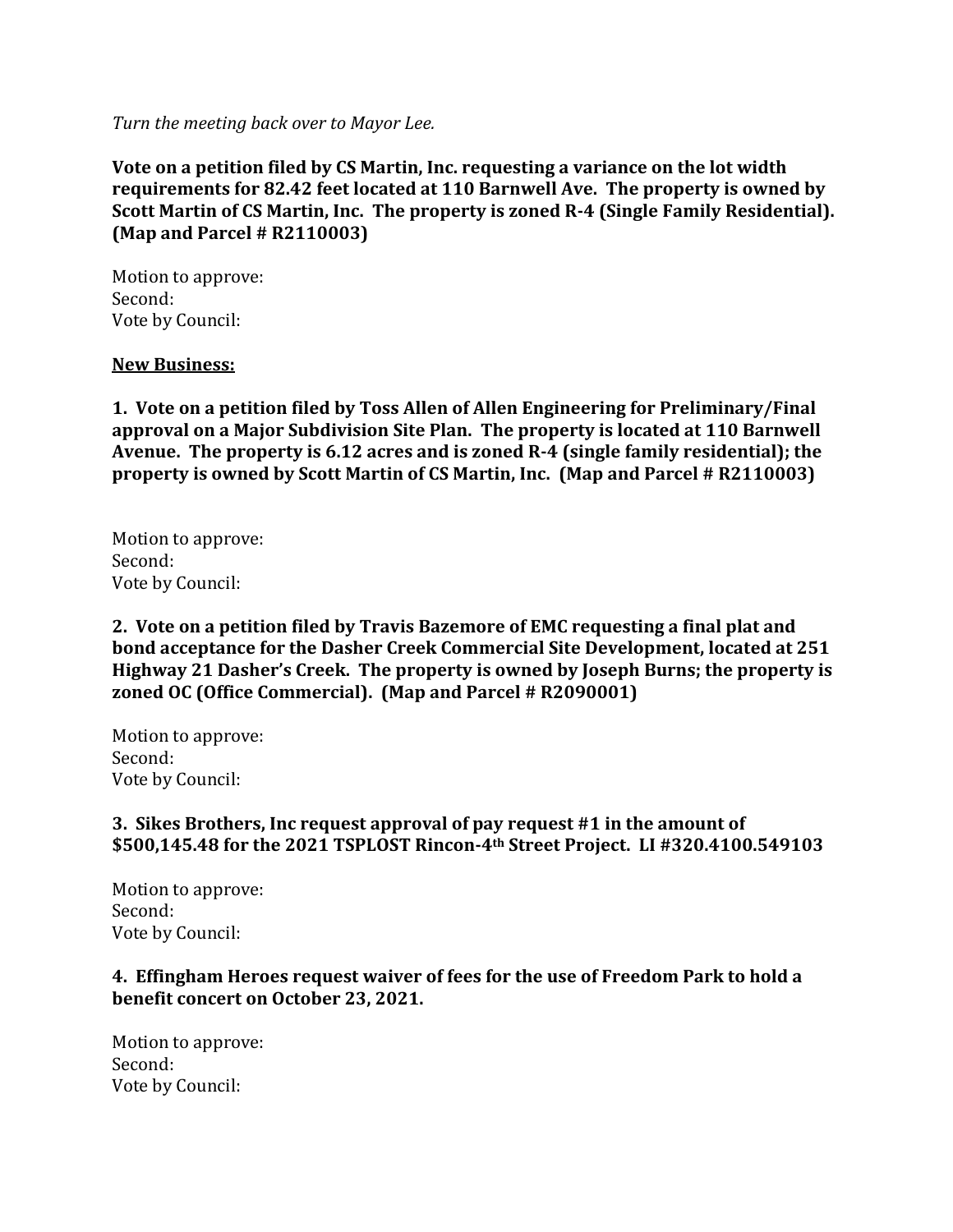*Turn the meeting back over to Mayor Lee.*

**Vote on a petition filed by CS Martin, Inc. requesting a variance on the lot width requirements for 82.42 feet located at 110 Barnwell Ave. The property is owned by Scott Martin of CS Martin, Inc. The property is zoned R-4 (Single Family Residential). (Map and Parcel # R2110003)**

Motion to approve:
Second:
Vote by Council:

**New Business:**

**1. Vote on a petition filed by Toss Allen of Allen Engineering for Preliminary/Final approval on a Major Subdivision Site Plan. The property is located at 110 Barnwell Avenue. The property is 6.12 acres and is zoned R-4 (single family residential); the property is owned by Scott Martin of CS Martin, Inc. (Map and Parcel # R2110003)**

Motion to approve:
Second:
Vote by Council:

**2. Vote on a petition filed by Travis Bazemore of EMC requesting a final plat and bond acceptance for the Dasher Creek Commercial Site Development, located at 251 Highway 21 Dasher's Creek. The property is owned by Joseph Burns; the property is zoned OC (Office Commercial). (Map and Parcel # R2090001)**

Motion to approve:
Second:
Vote by Council:

**3. Sikes Brothers, Inc request approval of pay request #1 in the amount of $500,145.48 for the 2021 TSPLOST Rincon-4th Street Project. LI #320.4100.549103**

Motion to approve:
Second:
Vote by Council:

**4. Effingham Heroes request waiver of fees for the use of Freedom Park to hold a benefit concert on October 23, 2021.**

Motion to approve:
Second:
Vote by Council: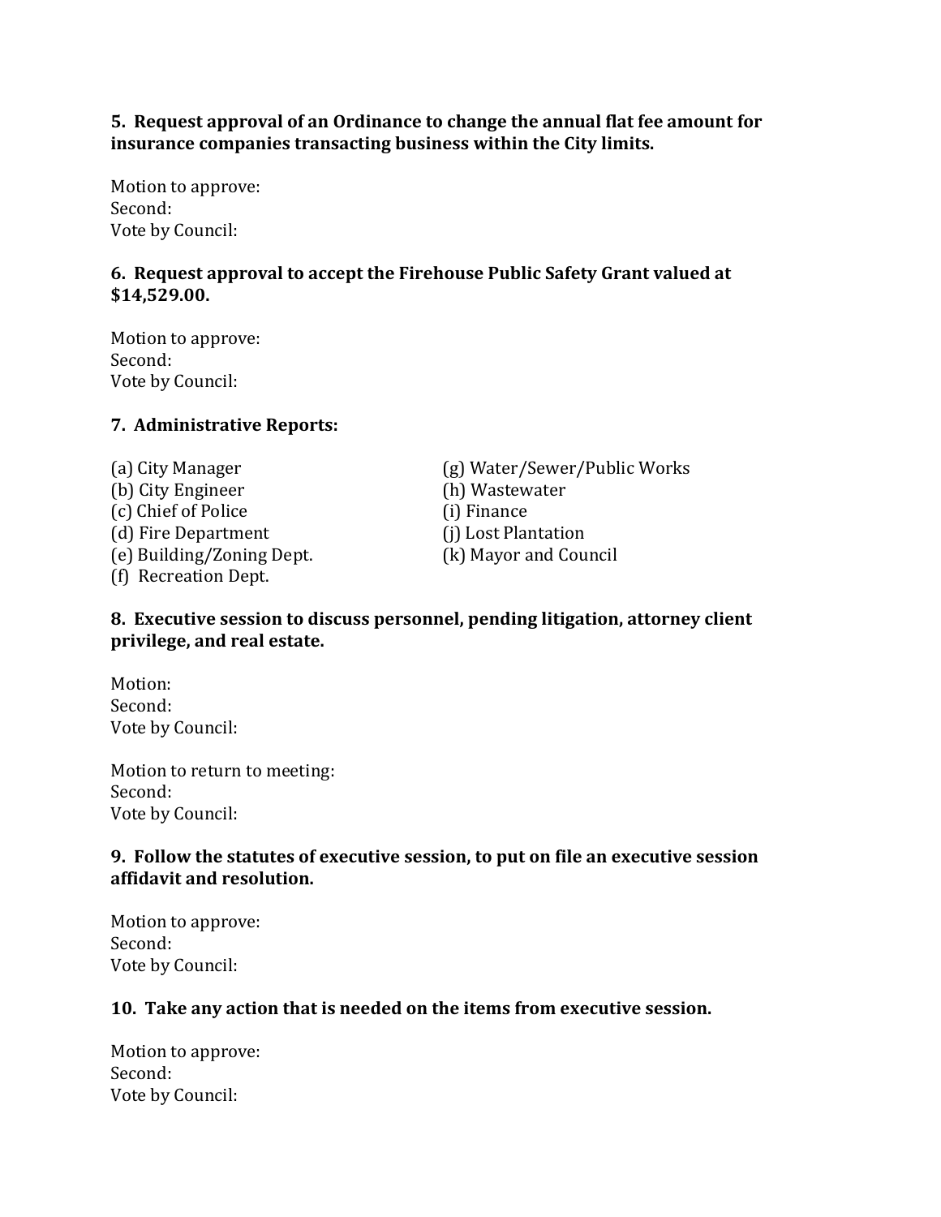**5. Request approval of an Ordinance to change the annual flat fee amount for insurance companies transacting business within the City limits.**

Motion to approve:
Second:
Vote by Council:

**6. Request approval to accept the Firehouse Public Safety Grant valued at $14,529.00.**

Motion to approve:
Second:
Vote by Council:

**7. Administrative Reports:**

(a) City Manager
(b) City Engineer
(c) Chief of Police
(d) Fire Department
(e) Building/Zoning Dept.
(f) Recreation Dept.
(g) Water/Sewer/Public Works
(h) Wastewater
(i) Finance
(j) Lost Plantation
(k) Mayor and Council

**8. Executive session to discuss personnel, pending litigation, attorney client privilege, and real estate.**

Motion:
Second:
Vote by Council:

Motion to return to meeting:
Second:
Vote by Council:

**9. Follow the statutes of executive session, to put on file an executive session affidavit and resolution.**

Motion to approve:
Second:
Vote by Council:

**10. Take any action that is needed on the items from executive session.**

Motion to approve:
Second:
Vote by Council: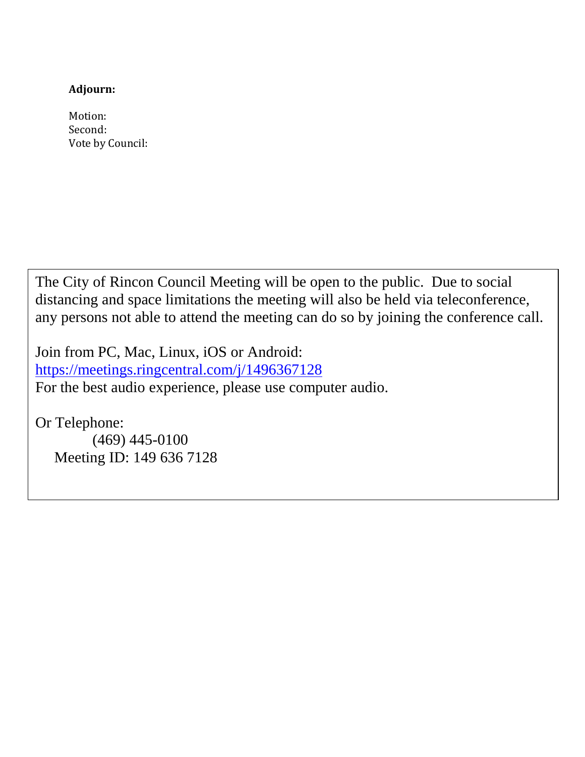**Adjourn:**

Motion:
Second:
Vote by Council:

The City of Rincon Council Meeting will be open to the public. Due to social distancing and space limitations the meeting will also be held via teleconference, any persons not able to attend the meeting can do so by joining the conference call.

Join from PC, Mac, Linux, iOS or Android:
https://meetings.ringcentral.com/j/1496367128
For the best audio experience, please use computer audio.

Or Telephone:
(469) 445-0100
Meeting ID: 149 636 7128